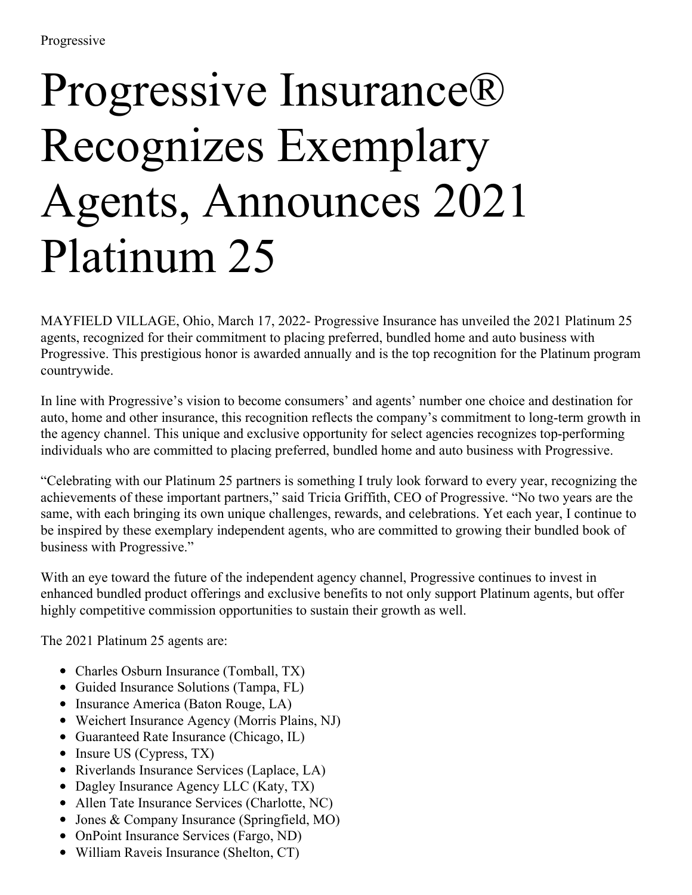Progressive

# Progressive Insurance® Recognizes Exemplary Agents, Announces 2021 Platinum 25

MAYFIELD VILLAGE, Ohio, March 17, 2022- Progressive Insurance has unveiled the 2021 Platinum 25 agents, recognized for their commitment to placing preferred, bundled home and auto business with Progressive. This prestigious honor is awarded annually and is the top recognition for the Platinum program countrywide.

In line with Progressive's vision to become consumers' and agents' number one choice and destination for auto, home and other insurance, this recognition reflects the company's commitment to long-term growth in the agency channel. This unique and exclusive opportunity for select agencies recognizes top-performing individuals who are committed to placing preferred, bundled home and auto business with Progressive.

"Celebrating with our Platinum 25 partners is something I truly look forward to every year, recognizing the achievements of these important partners," said Tricia Griffith, CEO of Progressive. "No two years are the same, with each bringing its own unique challenges, rewards, and celebrations. Yet each year, I continue to be inspired by these exemplary independent agents, who are committed to growing their bundled book of business with Progressive."

With an eye toward the future of the independent agency channel, Progressive continues to invest in enhanced bundled product offerings and exclusive benefits to not only support Platinum agents, but offer highly competitive commission opportunities to sustain their growth as well.

The 2021 Platinum 25 agents are:

- Charles Osburn Insurance (Tomball, TX)
- Guided Insurance Solutions (Tampa, FL)
- Insurance America (Baton Rouge, LA)
- Weichert Insurance Agency (Morris Plains, NJ)
- Guaranteed Rate Insurance (Chicago, IL)
- Insure US (Cypress, TX)
- Riverlands Insurance Services (Laplace, LA)
- Dagley Insurance Agency LLC (Katy, TX)
- Allen Tate Insurance Services (Charlotte, NC)
- Jones & Company Insurance (Springfield, MO)
- OnPoint Insurance Services (Fargo, ND)
- William Raveis Insurance (Shelton, CT)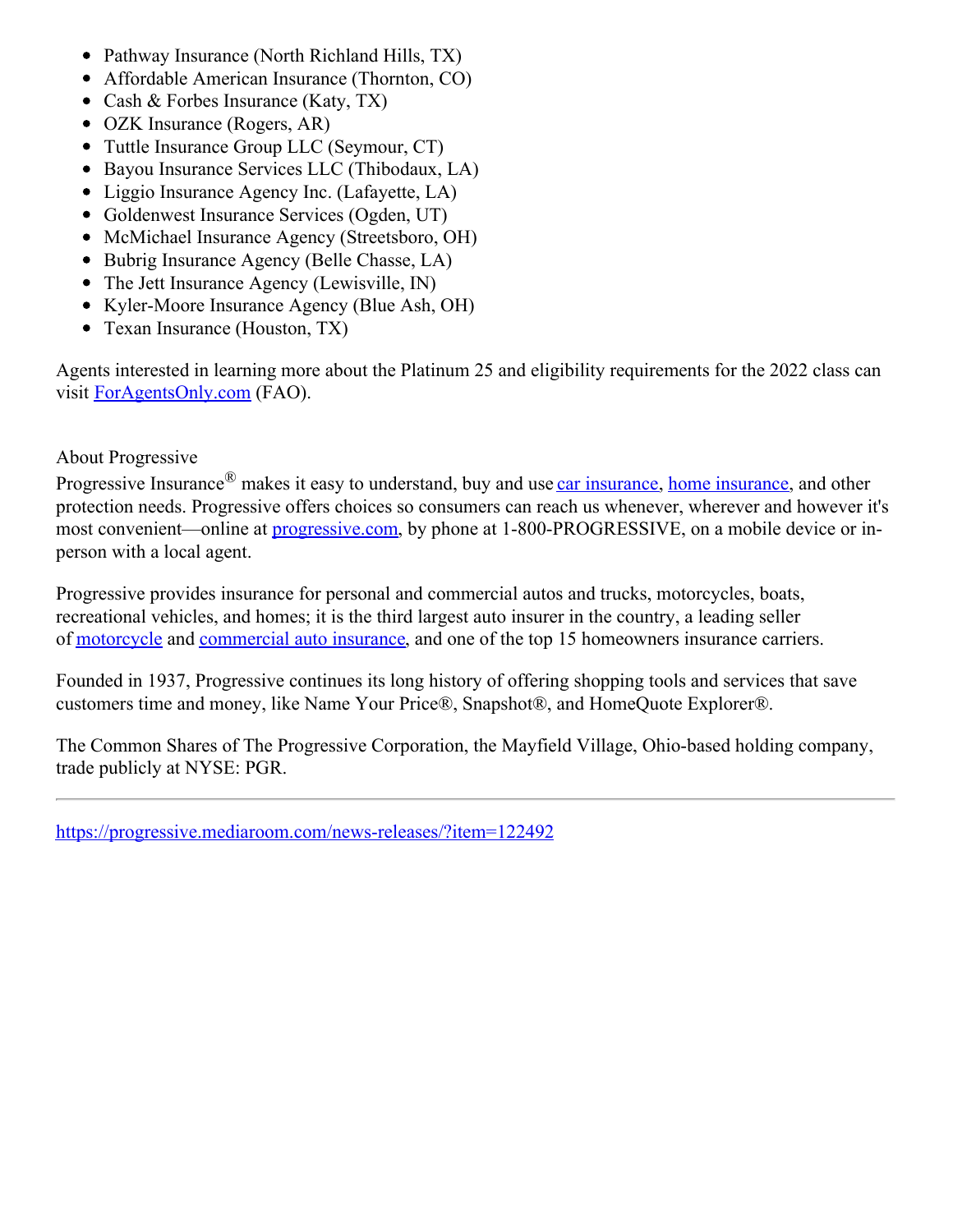- Pathway Insurance (North Richland Hills, TX)
- Affordable American Insurance (Thornton, CO)
- Cash & Forbes Insurance (Katy, TX)
- OZK Insurance (Rogers, AR)
- Tuttle Insurance Group LLC (Seymour, CT)
- Bayou Insurance Services LLC (Thibodaux, LA)
- Liggio Insurance Agency Inc. (Lafayette, LA)
- Goldenwest Insurance Services (Ogden, UT)
- McMichael Insurance Agency (Streetsboro, OH)
- Bubrig Insurance Agency (Belle Chasse, LA)
- The Jett Insurance Agency (Lewisville, IN)
- Kyler-Moore Insurance Agency (Blue Ash, OH)
- Texan Insurance (Houston, TX)

Agents interested in learning more about the Platinum 25 and eligibility requirements for the 2022 class can visit [ForAgentsOnly.com](ForAgentsOnly.com) (FAO).

About Progressive

Progressive Insurance® makes it easy to understand, buy and use car insurance, home insurance, and other protection needs. Progressive offers choices so consumers can reach us whenever, wherever and however it's most convenient—online at progressive.com, by phone at 1-800-PROGRESSIVE, on a mobile device or in-person with a local agent.

Progressive provides insurance for personal and commercial autos and trucks, motorcycles, boats, recreational vehicles, and homes; it is the third largest auto insurer in the country, a leading seller of motorcycle and commercial auto insurance, and one of the top 15 homeowners insurance carriers.

Founded in 1937, Progressive continues its long history of offering shopping tools and services that save customers time and money, like Name Your Price®, Snapshot®, and HomeQuote Explorer®.

The Common Shares of The Progressive Corporation, the Mayfield Village, Ohio-based holding company, trade publicly at NYSE: PGR.

---

https://progressive.mediaroom.com/news-releases/?item=122492